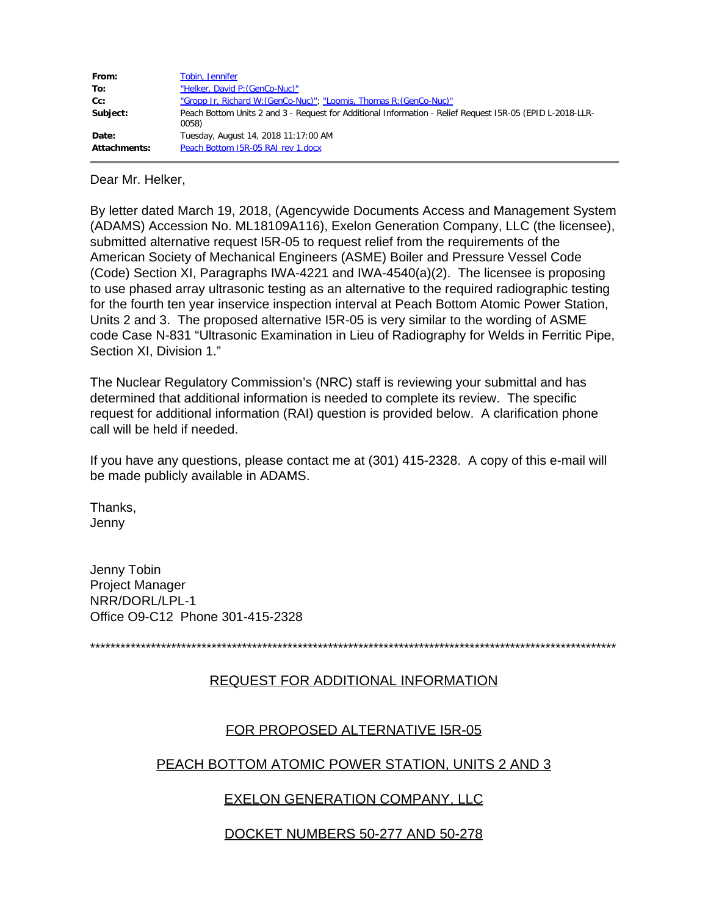**From:** [Tobin, Jennifer]
**To:** ["Helker, David P:(GenCo-Nuc)"]
**Cc:** ["Gropp Jr, Richard W:(GenCo-Nuc)"]; ["Loomis, Thomas R:(GenCo-Nuc)"]
**Subject:** Peach Bottom Units 2 and 3 - Request for Additional Information - Relief Request I5R-05 (EPID L-2018-LLR-0058)
**Date:** Tuesday, August 14, 2018 11:17:00 AM
**Attachments:** [Peach Bottom I5R-05 RAI rev 1.docx]

---

Dear Mr. Helker,

By letter dated March 19, 2018, (Agencywide Documents Access and Management System (ADAMS) Accession No. ML18109A116), Exelon Generation Company, LLC (the licensee), submitted alternative request I5R-05 to request relief from the requirements of the American Society of Mechanical Engineers (ASME) Boiler and Pressure Vessel Code (Code) Section XI, Paragraphs IWA-4221 and IWA-4540(a)(2). The licensee is proposing to use phased array ultrasonic testing as an alternative to the required radiographic testing for the fourth ten year inservice inspection interval at Peach Bottom Atomic Power Station, Units 2 and 3. The proposed alternative I5R-05 is very similar to the wording of ASME code Case N-831 "Ultrasonic Examination in Lieu of Radiography for Welds in Ferritic Pipe, Section XI, Division 1."

The Nuclear Regulatory Commission's (NRC) staff is reviewing your submittal and has determined that additional information is needed to complete its review. The specific request for additional information (RAI) question is provided below. A clarification phone call will be held if needed.

If you have any questions, please contact me at (301) 415-2328. A copy of this e-mail will be made publicly available in ADAMS.

Thanks,
Jenny

Jenny Tobin
Project Manager
NRR/DORL/LPL-1
Office O9-C12 Phone 301-415-2328

*****************************************************************************************************************

# REQUEST FOR ADDITIONAL INFORMATION

## FOR PROPOSED ALTERNATIVE I5R-05

## PEACH BOTTOM ATOMIC POWER STATION, UNITS 2 AND 3

## EXELON GENERATION COMPANY, LLC

## DOCKET NUMBERS 50-277 AND 50-278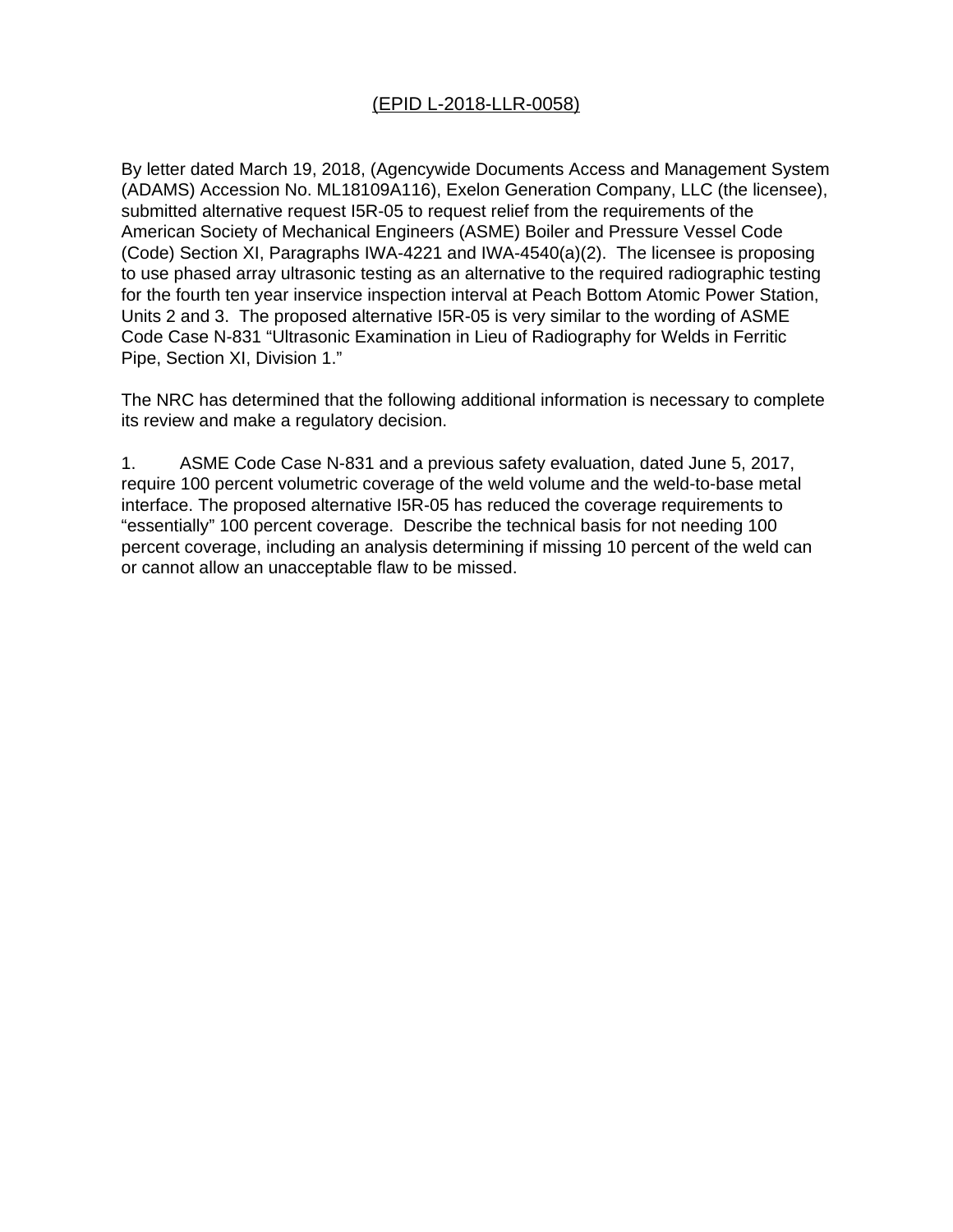(EPID L-2018-LLR-0058)

By letter dated March 19, 2018, (Agencywide Documents Access and Management System (ADAMS) Accession No. ML18109A116), Exelon Generation Company, LLC (the licensee), submitted alternative request I5R-05 to request relief from the requirements of the American Society of Mechanical Engineers (ASME) Boiler and Pressure Vessel Code (Code) Section XI, Paragraphs IWA-4221 and IWA-4540(a)(2). The licensee is proposing to use phased array ultrasonic testing as an alternative to the required radiographic testing for the fourth ten year inservice inspection interval at Peach Bottom Atomic Power Station, Units 2 and 3. The proposed alternative I5R-05 is very similar to the wording of ASME Code Case N-831 "Ultrasonic Examination in Lieu of Radiography for Welds in Ferritic Pipe, Section XI, Division 1."

The NRC has determined that the following additional information is necessary to complete its review and make a regulatory decision.

1. ASME Code Case N-831 and a previous safety evaluation, dated June 5, 2017, require 100 percent volumetric coverage of the weld volume and the weld-to-base metal interface. The proposed alternative I5R-05 has reduced the coverage requirements to "essentially" 100 percent coverage. Describe the technical basis for not needing 100 percent coverage, including an analysis determining if missing 10 percent of the weld can or cannot allow an unacceptable flaw to be missed.